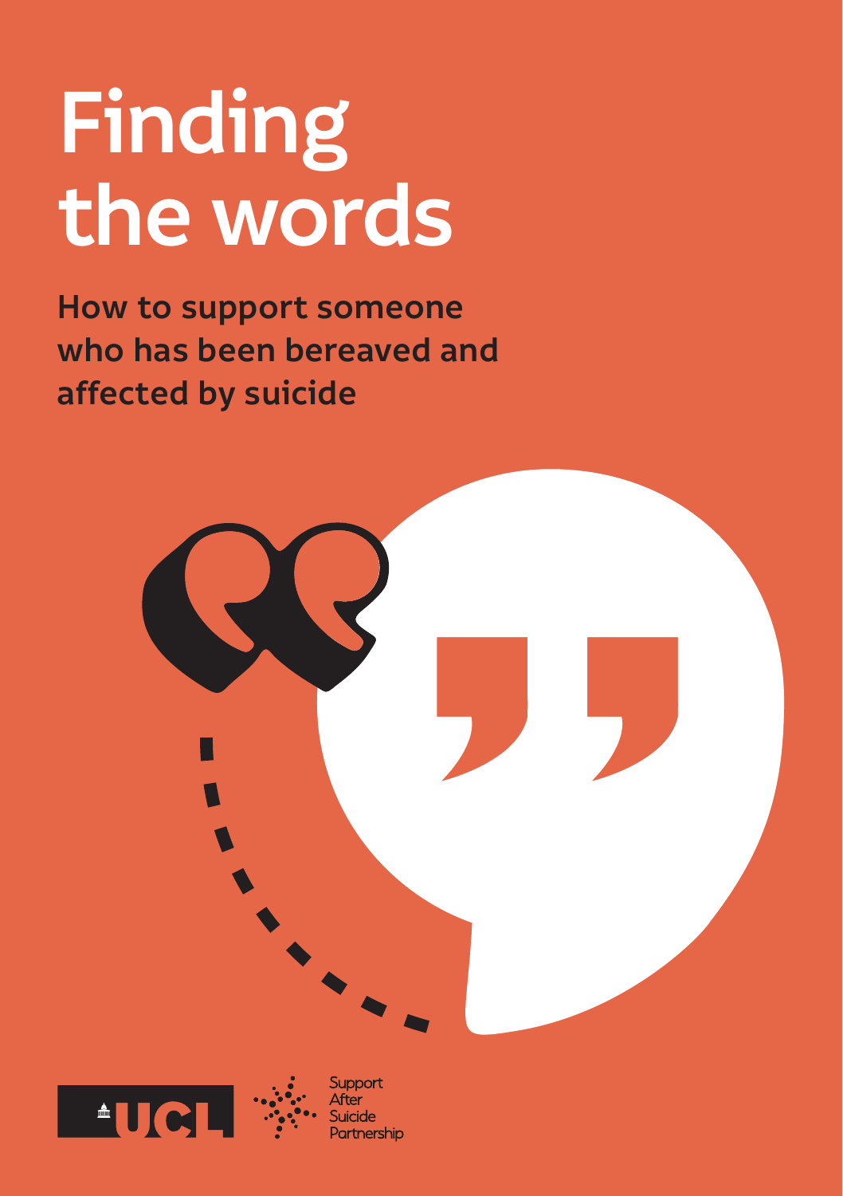# Finding the words

**How to support someone who has been bereaved and affected by suicide**

UCL

Support After Suicide Partnership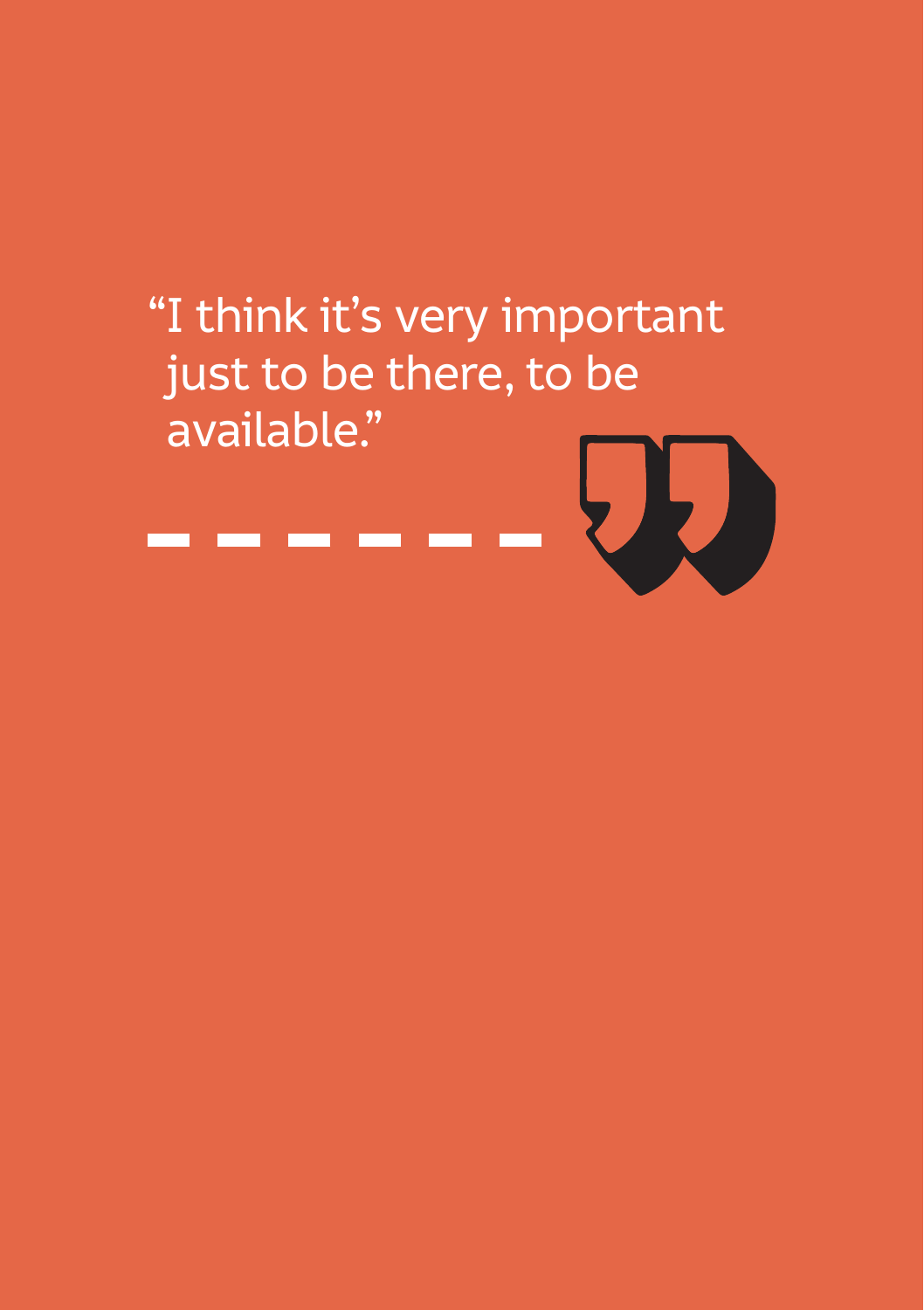"I think it's very important just to be there, to be available."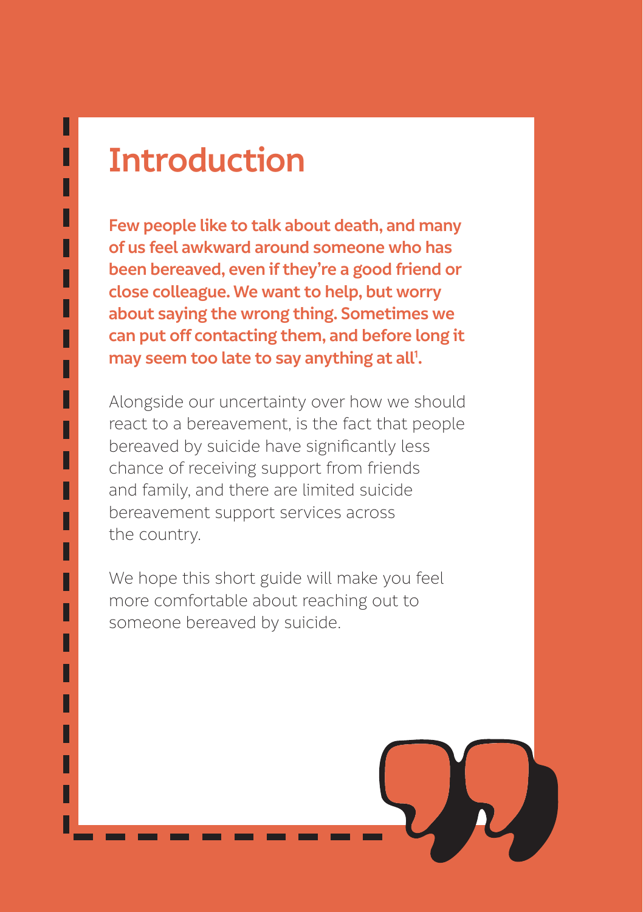# Introduction

**Few people like to talk about death, and many of us feel awkward around someone who has been bereaved, even if they're a good friend or close colleague. We want to help, but worry about saying the wrong thing. Sometimes we can put off contacting them, and before long it may seem too late to say anything at all[1].**

Alongside our uncertainty over how we should react to a bereavement, is the fact that people bereaved by suicide have significantly less chance of receiving support from friends and family, and there are limited suicide bereavement support services across the country.

We hope this short guide will make you feel more comfortable about reaching out to someone bereaved by suicide.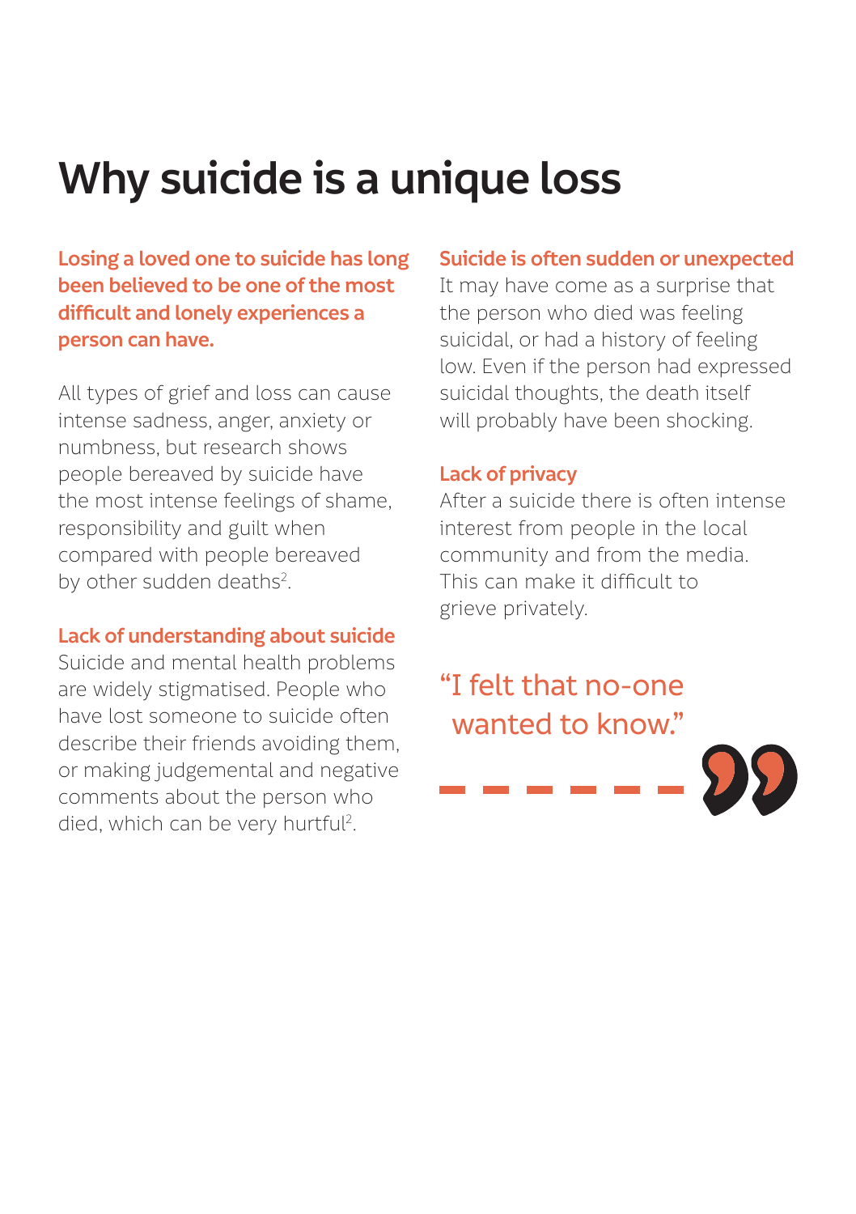# Why suicide is a unique loss

**Losing a loved one to suicide has long been believed to be one of the most difficult and lonely experiences a person can have.**

All types of grief and loss can cause intense sadness, anger, anxiety or numbness, but research shows people bereaved by suicide have the most intense feelings of shame, responsibility and guilt when compared with people bereaved by other sudden deaths[2].

### Lack of understanding about suicide

Suicide and mental health problems are widely stigmatised. People who have lost someone to suicide often describe their friends avoiding them, or making judgemental and negative comments about the person who died, which can be very hurtful[2].

### Suicide is often sudden or unexpected

It may have come as a surprise that the person who died was feeling suicidal, or had a history of feeling low. Even if the person had expressed suicidal thoughts, the death itself will probably have been shocking.

### Lack of privacy

After a suicide there is often intense interest from people in the local community and from the media. This can make it difficult to grieve privately.

> "I felt that no-one wanted to know."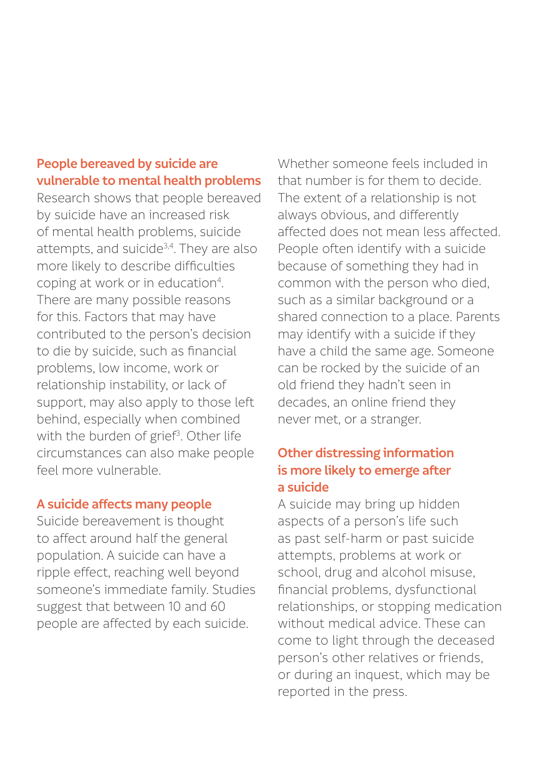## People bereaved by suicide are vulnerable to mental health problems

Research shows that people bereaved by suicide have an increased risk of mental health problems, suicide attempts, and suicide[3,4]. They are also more likely to describe difficulties coping at work or in education[4]. There are many possible reasons for this. Factors that may have contributed to the person's decision to die by suicide, such as financial problems, low income, work or relationship instability, or lack of support, may also apply to those left behind, especially when combined with the burden of grief[3]. Other life circumstances can also make people feel more vulnerable.

## A suicide affects many people

Suicide bereavement is thought to affect around half the general population. A suicide can have a ripple effect, reaching well beyond someone's immediate family. Studies suggest that between 10 and 60 people are affected by each suicide. Whether someone feels included in that number is for them to decide. The extent of a relationship is not always obvious, and differently affected does not mean less affected. People often identify with a suicide because of something they had in common with the person who died, such as a similar background or a shared connection to a place. Parents may identify with a suicide if they have a child the same age. Someone can be rocked by the suicide of an old friend they hadn't seen in decades, an online friend they never met, or a stranger.

## Other distressing information is more likely to emerge after a suicide

A suicide may bring up hidden aspects of a person's life such as past self-harm or past suicide attempts, problems at work or school, drug and alcohol misuse, financial problems, dysfunctional relationships, or stopping medication without medical advice. These can come to light through the deceased person's other relatives or friends, or during an inquest, which may be reported in the press.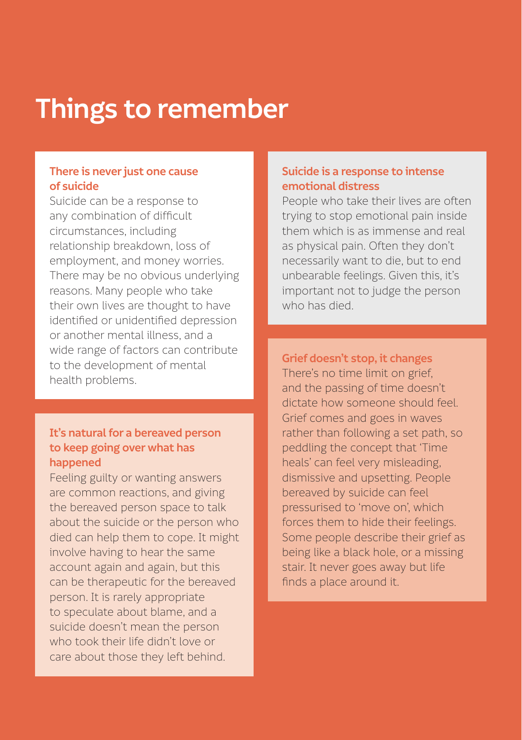# Things to remember

### There is never just one cause of suicide

Suicide can be a response to any combination of difficult circumstances, including relationship breakdown, loss of employment, and money worries. There may be no obvious underlying reasons. Many people who take their own lives are thought to have identified or unidentified depression or another mental illness, and a wide range of factors can contribute to the development of mental health problems.

### It's natural for a bereaved person to keep going over what has happened

Feeling guilty or wanting answers are common reactions, and giving the bereaved person space to talk about the suicide or the person who died can help them to cope. It might involve having to hear the same account again and again, but this can be therapeutic for the bereaved person. It is rarely appropriate to speculate about blame, and a suicide doesn't mean the person who took their life didn't love or care about those they left behind.

### Suicide is a response to intense emotional distress

People who take their lives are often trying to stop emotional pain inside them which is as immense and real as physical pain. Often they don't necessarily want to die, but to end unbearable feelings. Given this, it's important not to judge the person who has died.

### Grief doesn't stop, it changes

There's no time limit on grief, and the passing of time doesn't dictate how someone should feel. Grief comes and goes in waves rather than following a set path, so peddling the concept that 'Time heals' can feel very misleading, dismissive and upsetting. People bereaved by suicide can feel pressurised to 'move on', which forces them to hide their feelings. Some people describe their grief as being like a black hole, or a missing stair. It never goes away but life finds a place around it.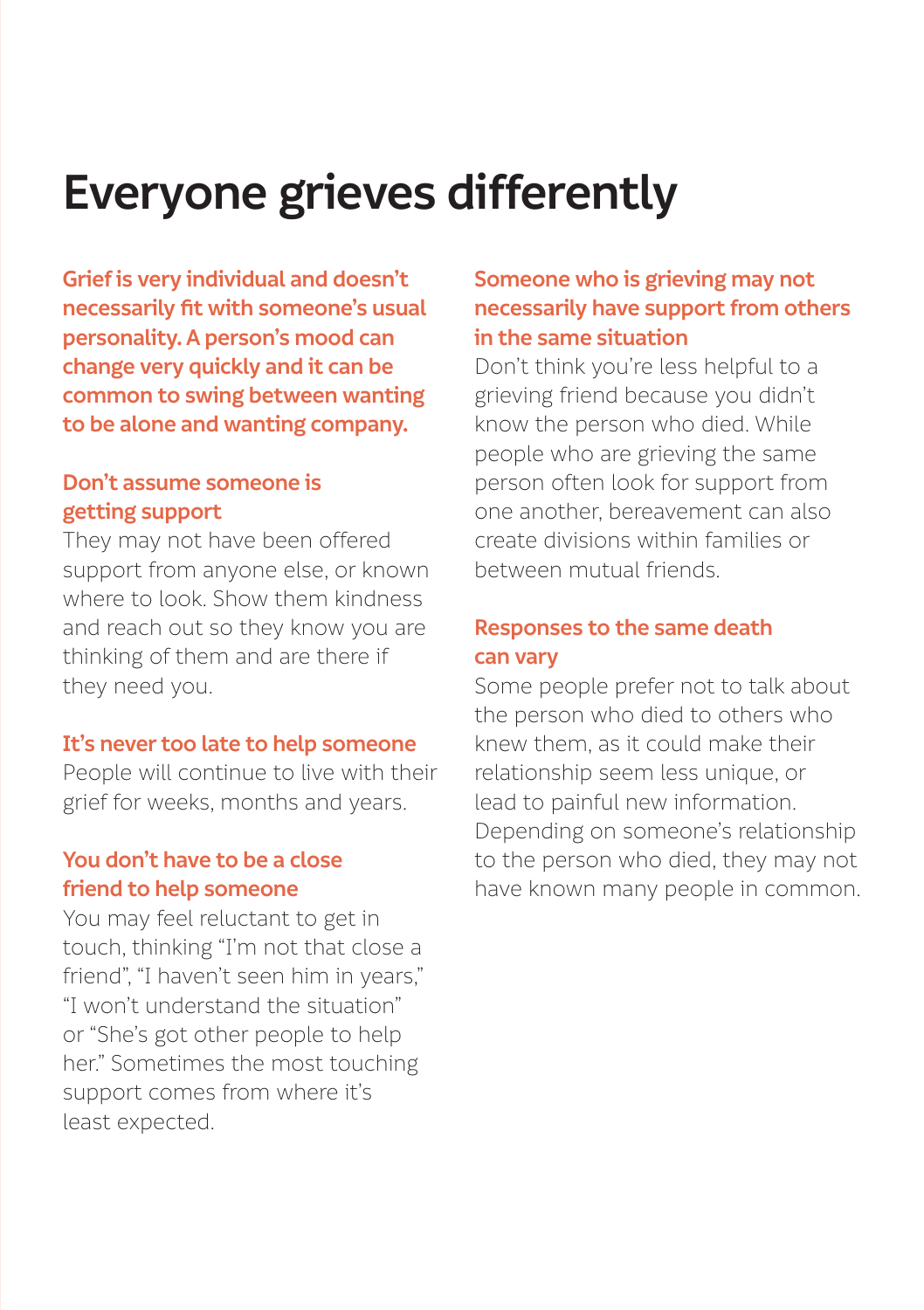# Everyone grieves differently

**Grief is very individual and doesn't necessarily fit with someone's usual personality. A person's mood can change very quickly and it can be common to swing between wanting to be alone and wanting company.**

### Don't assume someone is getting support

They may not have been offered support from anyone else, or known where to look. Show them kindness and reach out so they know you are thinking of them and are there if they need you.

### It's never too late to help someone

People will continue to live with their grief for weeks, months and years.

### You don't have to be a close friend to help someone

You may feel reluctant to get in touch, thinking "I'm not that close a friend", "I haven't seen him in years," "I won't understand the situation" or "She's got other people to help her." Sometimes the most touching support comes from where it's least expected.

### Someone who is grieving may not necessarily have support from others in the same situation

Don't think you're less helpful to a grieving friend because you didn't know the person who died. While people who are grieving the same person often look for support from one another, bereavement can also create divisions within families or between mutual friends.

### Responses to the same death can vary

Some people prefer not to talk about the person who died to others who knew them, as it could make their relationship seem less unique, or lead to painful new information. Depending on someone's relationship to the person who died, they may not have known many people in common.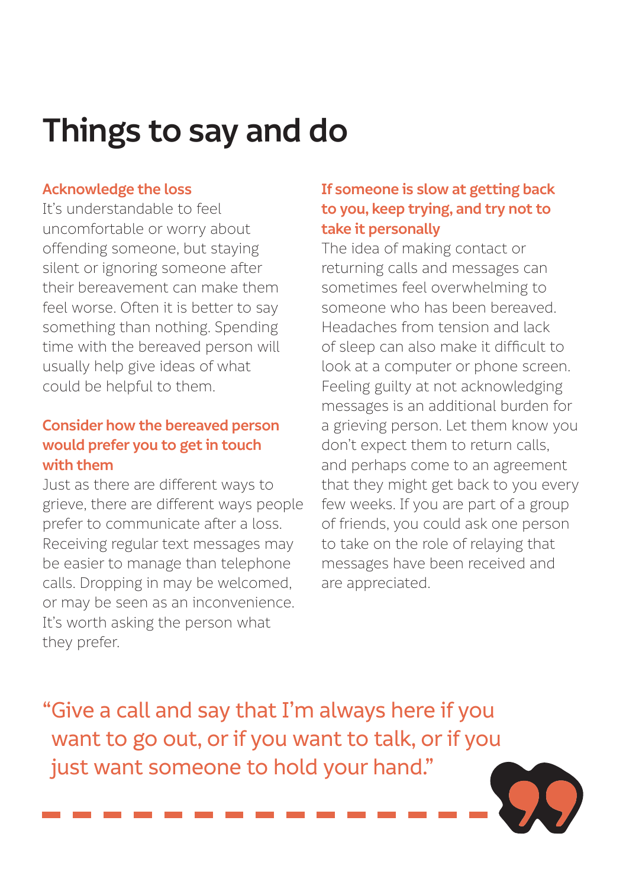# Things to say and do

### Acknowledge the loss

It's understandable to feel uncomfortable or worry about offending someone, but staying silent or ignoring someone after their bereavement can make them feel worse. Often it is better to say something than nothing. Spending time with the bereaved person will usually help give ideas of what could be helpful to them.

### Consider how the bereaved person would prefer you to get in touch with them

Just as there are different ways to grieve, there are different ways people prefer to communicate after a loss. Receiving regular text messages may be easier to manage than telephone calls. Dropping in may be welcomed, or may be seen as an inconvenience. It's worth asking the person what they prefer.

### If someone is slow at getting back to you, keep trying, and try not to take it personally

The idea of making contact or returning calls and messages can sometimes feel overwhelming to someone who has been bereaved. Headaches from tension and lack of sleep can also make it difficult to look at a computer or phone screen. Feeling guilty at not acknowledging messages is an additional burden for a grieving person. Let them know you don't expect them to return calls, and perhaps come to an agreement that they might get back to you every few weeks. If you are part of a group of friends, you could ask one person to take on the role of relaying that messages have been received and are appreciated.

> "Give a call and say that I'm always here if you want to go out, or if you want to talk, or if you just want someone to hold your hand."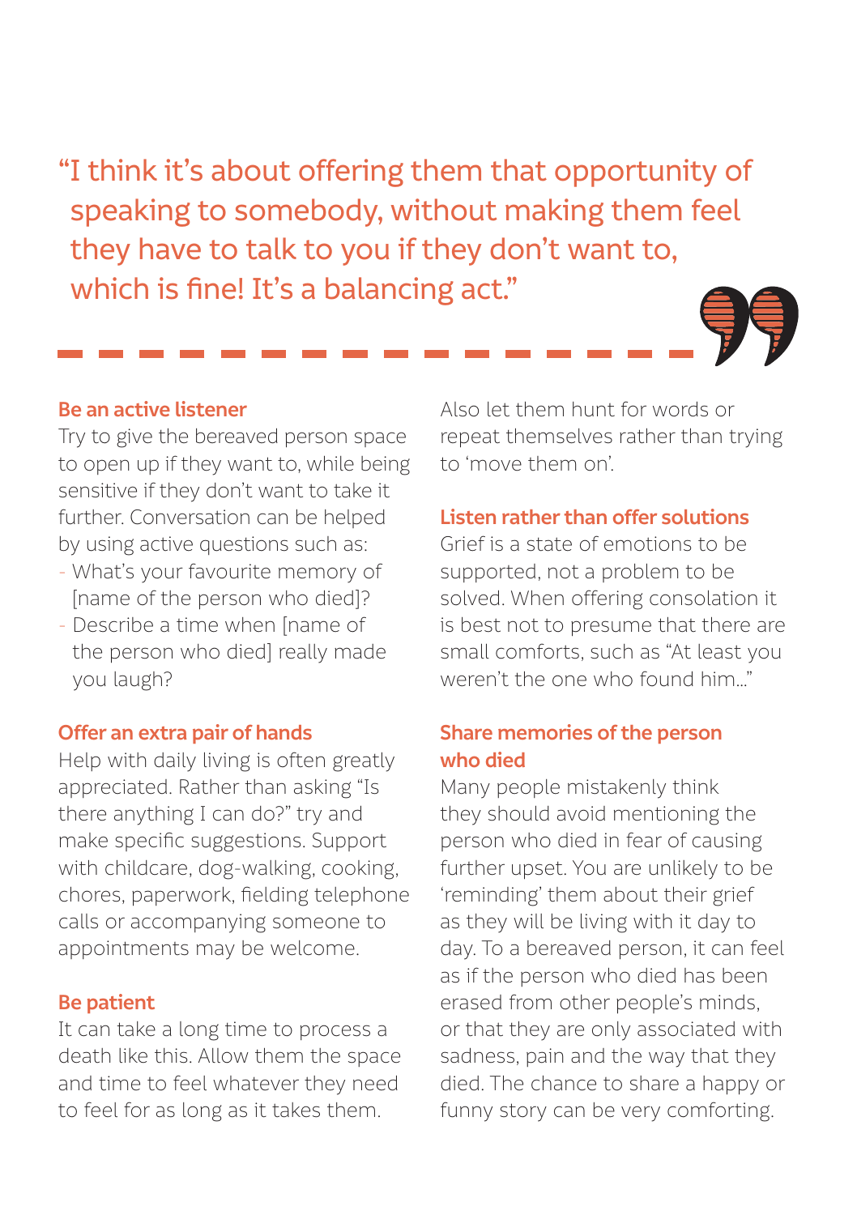> "I think it's about offering them that opportunity of speaking to somebody, without making them feel they have to talk to you if they don't want to, which is fine! It's a balancing act."

### Be an active listener

Try to give the bereaved person space to open up if they want to, while being sensitive if they don't want to take it further. Conversation can be helped by using active questions such as:

- What's your favourite memory of [name of the person who died]?
- Describe a time when [name of the person who died] really made you laugh?

Also let them hunt for words or repeat themselves rather than trying to 'move them on'.

### Offer an extra pair of hands

Help with daily living is often greatly appreciated. Rather than asking "Is there anything I can do?" try and make specific suggestions. Support with childcare, dog-walking, cooking, chores, paperwork, fielding telephone calls or accompanying someone to appointments may be welcome.

### Be patient

It can take a long time to process a death like this. Allow them the space and time to feel whatever they need to feel for as long as it takes them.

### Listen rather than offer solutions

Grief is a state of emotions to be supported, not a problem to be solved. When offering consolation it is best not to presume that there are small comforts, such as "At least you weren't the one who found him…"

### Share memories of the person who died

Many people mistakenly think they should avoid mentioning the person who died in fear of causing further upset. You are unlikely to be 'reminding' them about their grief as they will be living with it day to day. To a bereaved person, it can feel as if the person who died has been erased from other people's minds, or that they are only associated with sadness, pain and the way that they died. The chance to share a happy or funny story can be very comforting.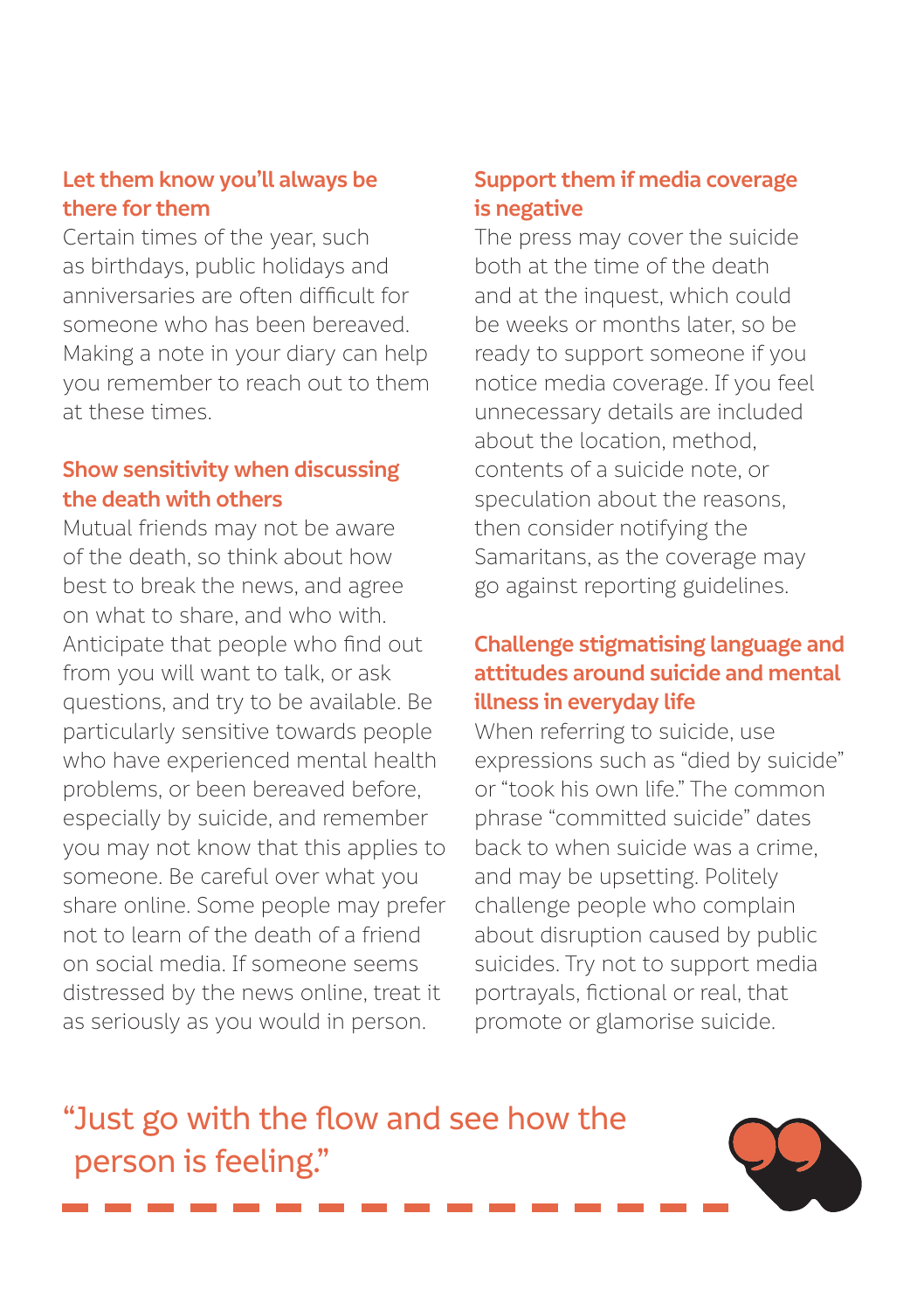### Let them know you'll always be there for them

Certain times of the year, such as birthdays, public holidays and anniversaries are often difficult for someone who has been bereaved. Making a note in your diary can help you remember to reach out to them at these times.

### Show sensitivity when discussing the death with others

Mutual friends may not be aware of the death, so think about how best to break the news, and agree on what to share, and who with. Anticipate that people who find out from you will want to talk, or ask questions, and try to be available. Be particularly sensitive towards people who have experienced mental health problems, or been bereaved before, especially by suicide, and remember you may not know that this applies to someone. Be careful over what you share online. Some people may prefer not to learn of the death of a friend on social media. If someone seems distressed by the news online, treat it as seriously as you would in person.

### Support them if media coverage is negative

The press may cover the suicide both at the time of the death and at the inquest, which could be weeks or months later, so be ready to support someone if you notice media coverage. If you feel unnecessary details are included about the location, method, contents of a suicide note, or speculation about the reasons, then consider notifying the Samaritans, as the coverage may go against reporting guidelines.

### Challenge stigmatising language and attitudes around suicide and mental illness in everyday life

When referring to suicide, use expressions such as "died by suicide" or "took his own life." The common phrase "committed suicide" dates back to when suicide was a crime, and may be upsetting. Politely challenge people who complain about disruption caused by public suicides. Try not to support media portrayals, fictional or real, that promote or glamorise suicide.

> "Just go with the flow and see how the person is feeling."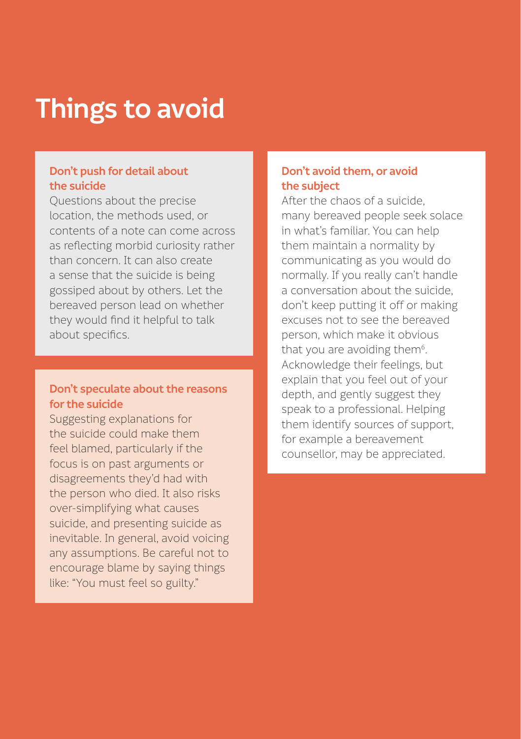# Things to avoid

### Don't push for detail about the suicide

Questions about the precise location, the methods used, or contents of a note can come across as reflecting morbid curiosity rather than concern. It can also create a sense that the suicide is being gossiped about by others. Let the bereaved person lead on whether they would find it helpful to talk about specifics.

### Don't speculate about the reasons for the suicide

Suggesting explanations for the suicide could make them feel blamed, particularly if the focus is on past arguments or disagreements they'd had with the person who died. It also risks over-simplifying what causes suicide, and presenting suicide as inevitable. In general, avoid voicing any assumptions. Be careful not to encourage blame by saying things like: "You must feel so guilty."

### Don't avoid them, or avoid the subject

After the chaos of a suicide, many bereaved people seek solace in what's familiar. You can help them maintain a normality by communicating as you would do normally. If you really can't handle a conversation about the suicide, don't keep putting it off or making excuses not to see the bereaved person, which make it obvious that you are avoiding them[6]. Acknowledge their feelings, but explain that you feel out of your depth, and gently suggest they speak to a professional. Helping them identify sources of support, for example a bereavement counsellor, may be appreciated.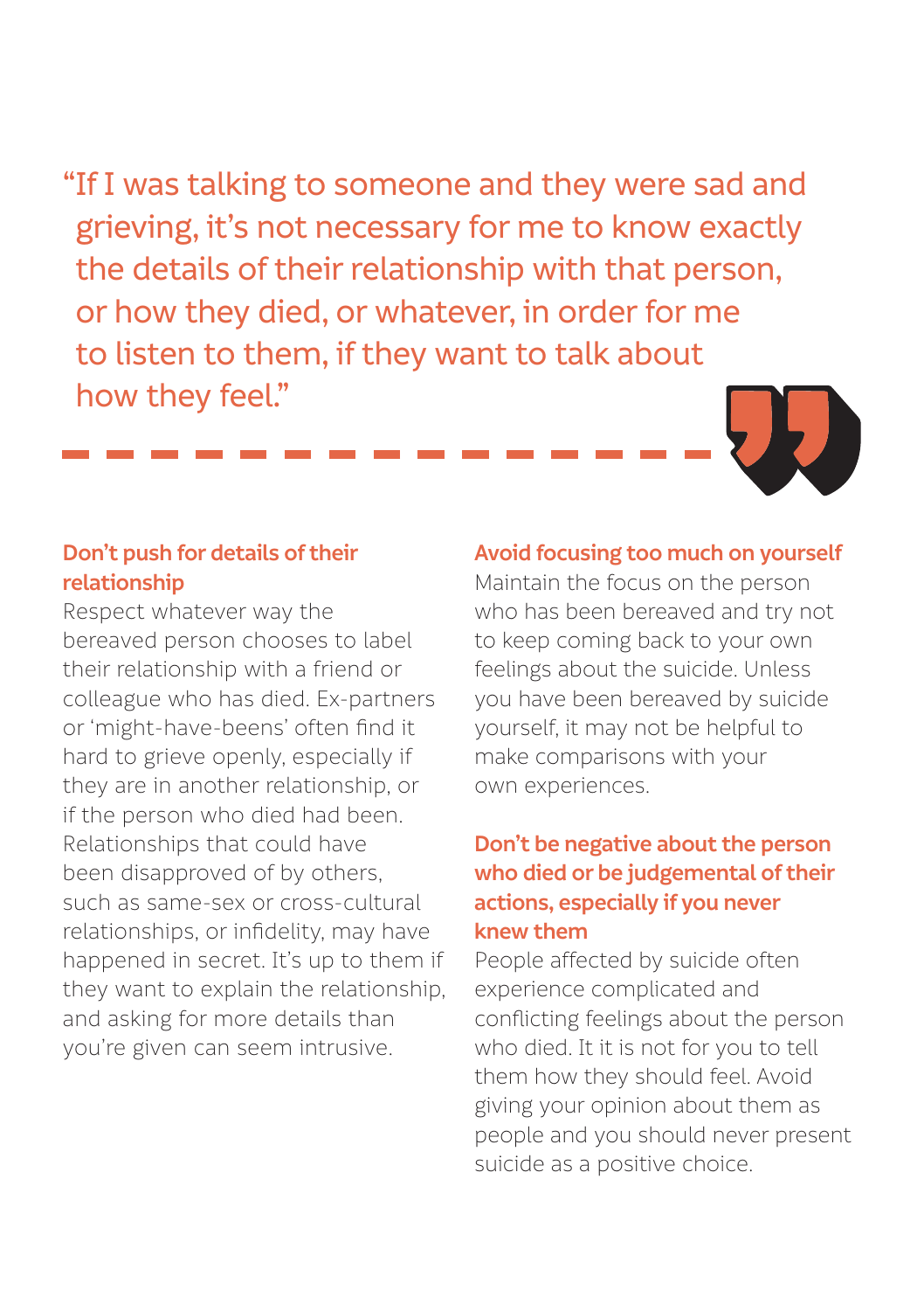> "If I was talking to someone and they were sad and grieving, it's not necessary for me to know exactly the details of their relationship with that person, or how they died, or whatever, in order for me to listen to them, if they want to talk about how they feel."

### Don't push for details of their relationship

Respect whatever way the bereaved person chooses to label their relationship with a friend or colleague who has died. Ex-partners or 'might-have-beens' often find it hard to grieve openly, especially if they are in another relationship, or if the person who died had been. Relationships that could have been disapproved of by others, such as same-sex or cross-cultural relationships, or infidelity, may have happened in secret. It's up to them if they want to explain the relationship, and asking for more details than you're given can seem intrusive.

### Avoid focusing too much on yourself

Maintain the focus on the person who has been bereaved and try not to keep coming back to your own feelings about the suicide. Unless you have been bereaved by suicide yourself, it may not be helpful to make comparisons with your own experiences.

### Don't be negative about the person who died or be judgemental of their actions, especially if you never knew them

People affected by suicide often experience complicated and conflicting feelings about the person who died. It is not for you to tell them how they should feel. Avoid giving your opinion about them as people and you should never present suicide as a positive choice.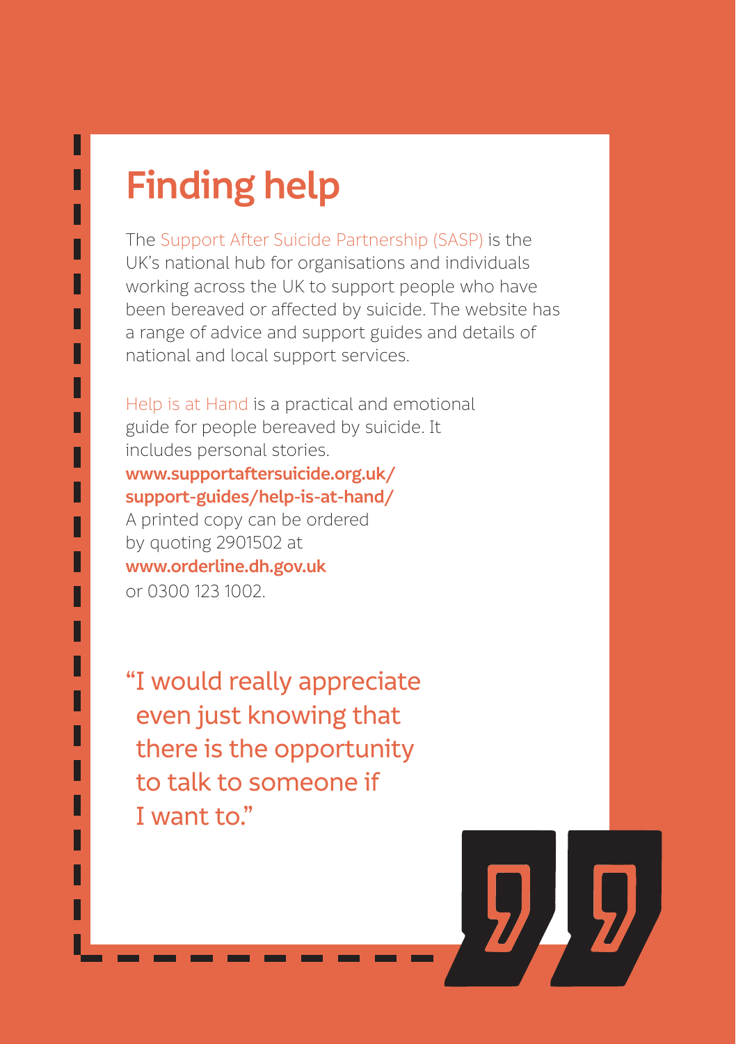# Finding help

The Support After Suicide Partnership (SASP) is the UK's national hub for organisations and individuals working across the UK to support people who have been bereaved or affected by suicide. The website has a range of advice and support guides and details of national and local support services.

Help is at Hand is a practical and emotional guide for people bereaved by suicide. It includes personal stories.
**www.supportaftersuicide.org.uk/support-guides/help-is-at-hand/**
A printed copy can be ordered by quoting 2901502 at **www.orderline.dh.gov.uk** or 0300 123 1002.

"I would really appreciate even just knowing that there is the opportunity to talk to someone if I want to."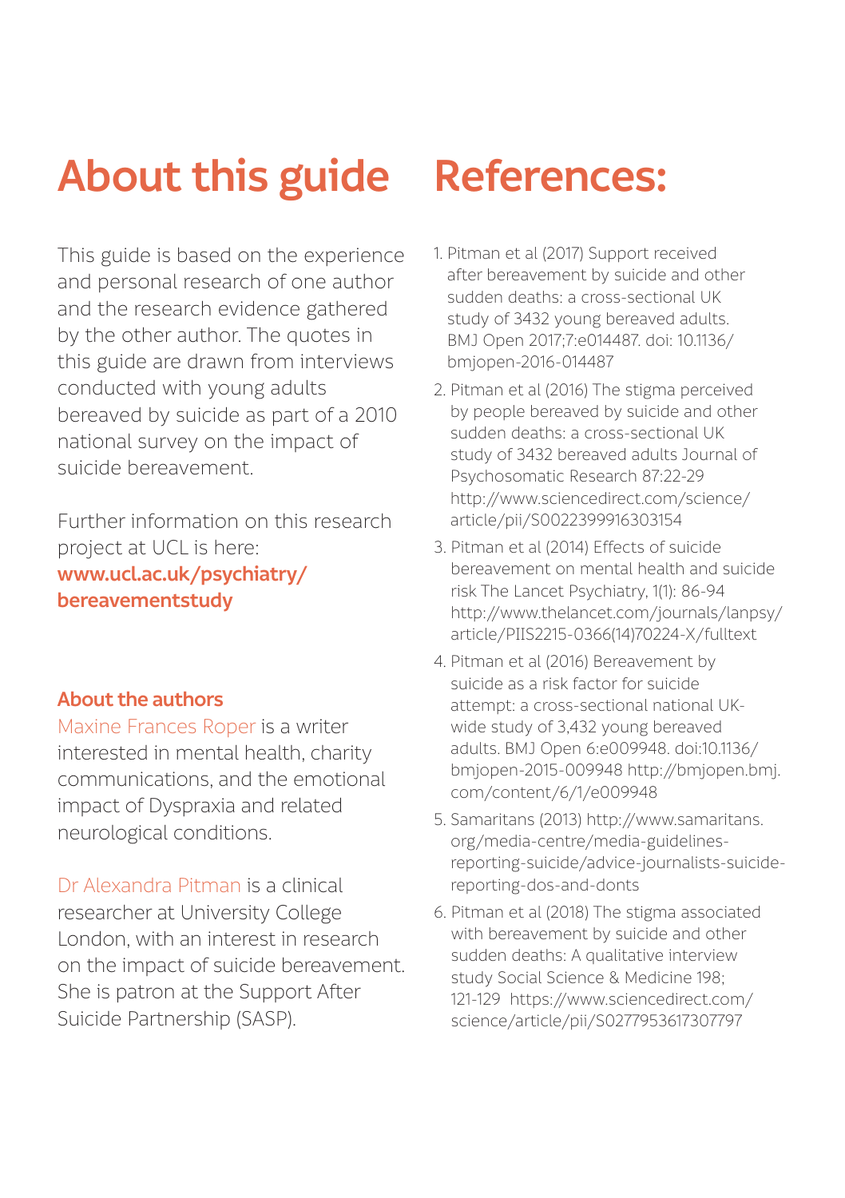# About this guide

This guide is based on the experience and personal research of one author and the research evidence gathered by the other author. The quotes in this guide are drawn from interviews conducted with young adults bereaved by suicide as part of a 2010 national survey on the impact of suicide bereavement.

Further information on this research project at UCL is here: **www.ucl.ac.uk/psychiatry/bereavementstudy**

### About the authors

Maxine Frances Roper is a writer interested in mental health, charity communications, and the emotional impact of Dyspraxia and related neurological conditions.

Dr Alexandra Pitman is a clinical researcher at University College London, with an interest in research on the impact of suicide bereavement. She is patron at the Support After Suicide Partnership (SASP).

# References:

1. Pitman et al (2017) Support received after bereavement by suicide and other sudden deaths: a cross-sectional UK study of 3432 young bereaved adults. BMJ Open 2017;7:e014487. doi: 10.1136/bmjopen-2016-014487
2. Pitman et al (2016) The stigma perceived by people bereaved by suicide and other sudden deaths: a cross-sectional UK study of 3432 bereaved adults Journal of Psychosomatic Research 87:22-29 http://www.sciencedirect.com/science/article/pii/S0022399916303154
3. Pitman et al (2014) Effects of suicide bereavement on mental health and suicide risk The Lancet Psychiatry, 1(1): 86-94 http://www.thelancet.com/journals/lanpsy/article/PIIS2215-0366(14)70224-X/fulltext
4. Pitman et al (2016) Bereavement by suicide as a risk factor for suicide attempt: a cross-sectional national UK-wide study of 3,432 young bereaved adults. BMJ Open 6:e009948. doi:10.1136/bmjopen-2015-009948 http://bmjopen.bmj.com/content/6/1/e009948
5. Samaritans (2013) http://www.samaritans.org/media-centre/media-guidelines-reporting-suicide/advice-journalists-suicide-reporting-dos-and-donts
6. Pitman et al (2018) The stigma associated with bereavement by suicide and other sudden deaths: A qualitative interview study Social Science & Medicine 198; 121-129 https://www.sciencedirect.com/science/article/pii/S0277953617307797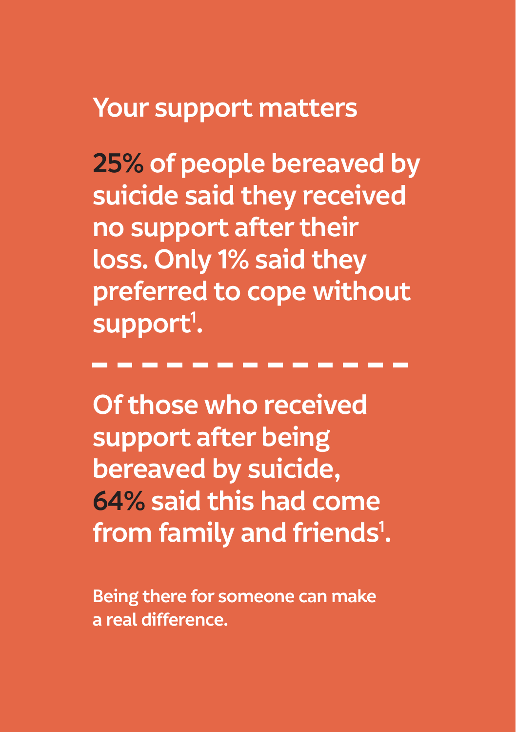## Your support matters

**25%** of people bereaved by suicide said they received no support after their loss. Only 1% said they preferred to cope without support[1].

---

Of those who received support after being bereaved by suicide, **64%** said this had come from family and friends[1].

Being there for someone can make a real difference.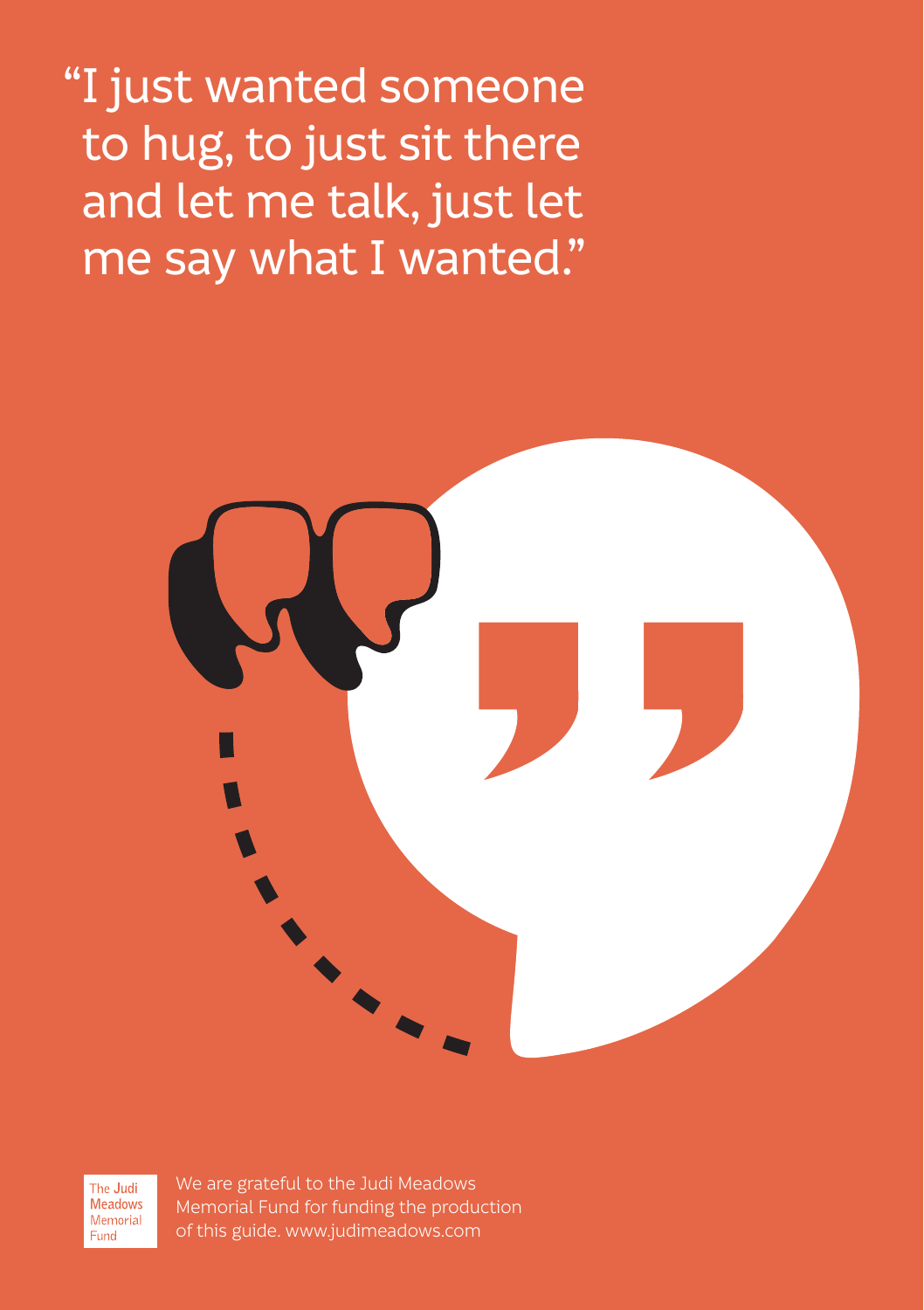"I just wanted someone to hug, to just sit there and let me talk, just let me say what I wanted."

The Judi Meadows Memorial Fund

We are grateful to the Judi Meadows Memorial Fund for funding the production of this guide. www.judimeadows.com